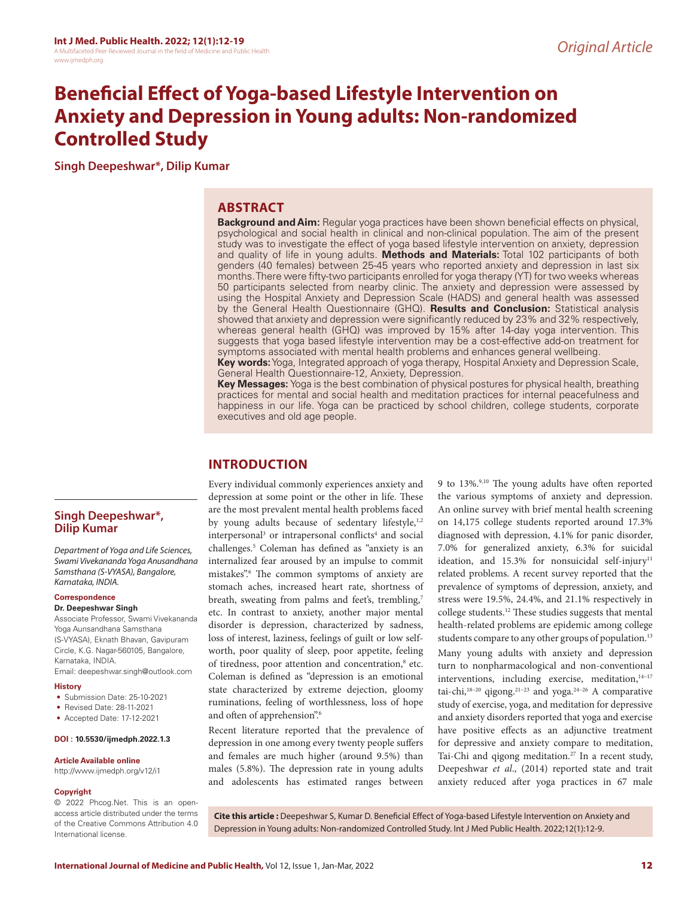Original Article

# Beneficial Effect of Yoga-based Lifestyle Intervention on Anxiety and Depression in Young adults: Non-randomized Controlled Study

**Singh Deepeshwar*, Dilip Kumar**

## ABSTRACT

**Background and Aim:** Regular yoga practices have been shown beneficial effects on physical, psychological and social health in clinical and non-clinical population. The aim of the present study was to investigate the effect of yoga based lifestyle intervention on anxiety, depression and quality of life in young adults. **Methods and Materials:** Total 102 participants of both genders (40 females) between 25-45 years who reported anxiety and depression in last six months. There were fifty-two participants enrolled for yoga therapy (YT) for two weeks whereas 50 participants selected from nearby clinic. The anxiety and depression were assessed by using the Hospital Anxiety and Depression Scale (HADS) and general health was assessed by the General Health Questionnaire (GHQ). **Results and Conclusion:** Statistical analysis showed that anxiety and depression were significantly reduced by 23% and 32% respectively, whereas general health (GHQ) was improved by 15% after 14-day yoga intervention. This suggests that yoga based lifestyle intervention may be a cost-effective add-on treatment for symptoms associated with mental health problems and enhances general wellbeing.

**Key words:** Yoga, Integrated approach of yoga therapy, Hospital Anxiety and Depression Scale, General Health Questionnaire-12, Anxiety, Depression.

**Key Messages:** Yoga is the best combination of physical postures for physical health, breathing practices for mental and social health and meditation practices for internal peacefulness and happiness in our life. Yoga can be practiced by school children, college students, corporate executives and old age people.

**Singh Deepeshwar*, Dilip Kumar**

*Department of Yoga and Life Sciences, Swami Vivekananda Yoga Anusandhana Samsthana (S-VYASA), Bangalore, Karnataka, INDIA.*

**Correspondence**

**Dr. Deepeshwar Singh**

Associate Professor, Swami Vivekananda Yoga Aunsandhana Samsthana (S-VYASA), Eknath Bhavan, Gavipuram Circle, K.G. Nagar-560105, Bangalore, Karnataka, INDIA.

Email: deepeshwar.singh@outlook.com

**History**

- Submission Date: 25-10-2021
- Revised Date: 28-11-2021
- Accepted Date: 17-12-2021

**DOI :** **10.5530/ijmedph.2022.1.3**

**Article Available online**

http://www.ijmedph.org/v12/i1

**Copyright**

© 2022 Phcog.Net. This is an open-access article distributed under the terms of the Creative Commons Attribution 4.0 International license.

## INTRODUCTION

Every individual commonly experiences anxiety and depression at some point or the other in life. These are the most prevalent mental health problems faced by young adults because of sedentary lifestyle,[1,2] interpersonal[3] or intrapersonal conflicts[4] and social challenges.[5] Coleman has defined as "anxiety is an internalized fear aroused by an impulse to commit mistakes".[6] The common symptoms of anxiety are stomach aches, increased heart rate, shortness of breath, sweating from palms and feet's, trembling,[7] etc. In contrast to anxiety, another major mental disorder is depression, characterized by sadness, loss of interest, laziness, feelings of guilt or low self-worth, poor quality of sleep, poor appetite, feeling of tiredness, poor attention and concentration,[8] etc. Coleman is defined as "depression is an emotional state characterized by extreme dejection, gloomy ruminations, feeling of worthlessness, loss of hope and often of apprehension".[6]

Recent literature reported that the prevalence of depression in one among every twenty people suffers and females are much higher (around 9.5%) than males (5.8%). The depression rate in young adults and adolescents has estimated ranges between 9 to 13%.[9,10] The young adults have often reported the various symptoms of anxiety and depression. An online survey with brief mental health screening on 14,175 college students reported around 17.3% diagnosed with depression, 4.1% for panic disorder, 7.0% for generalized anxiety, 6.3% for suicidal ideation, and 15.3% for nonsuicidal self-injury[11] related problems. A recent survey reported that the prevalence of symptoms of depression, anxiety, and stress were 19.5%, 24.4%, and 21.1% respectively in college students.[12] These studies suggests that mental health-related problems are epidemic among college students compare to any other groups of population.[13]

Many young adults with anxiety and depression turn to nonpharmacological and non-conventional interventions, including exercise, meditation,[14–17] tai-chi,[18–20] qigong.[21–23] and yoga.[24–26] A comparative study of exercise, yoga, and meditation for depressive and anxiety disorders reported that yoga and exercise have positive effects as an adjunctive treatment for depressive and anxiety compare to meditation, Tai-Chi and qigong meditation.[27] In a recent study, Deepeshwar *et al*., (2014) reported state and trait anxiety reduced after yoga practices in 67 male

**Cite this article :** Deepeshwar S, Kumar D. Beneficial Effect of Yoga-based Lifestyle Intervention on Anxiety and Depression in Young adults: Non-randomized Controlled Study. Int J Med Public Health. 2022;12(1):12-9.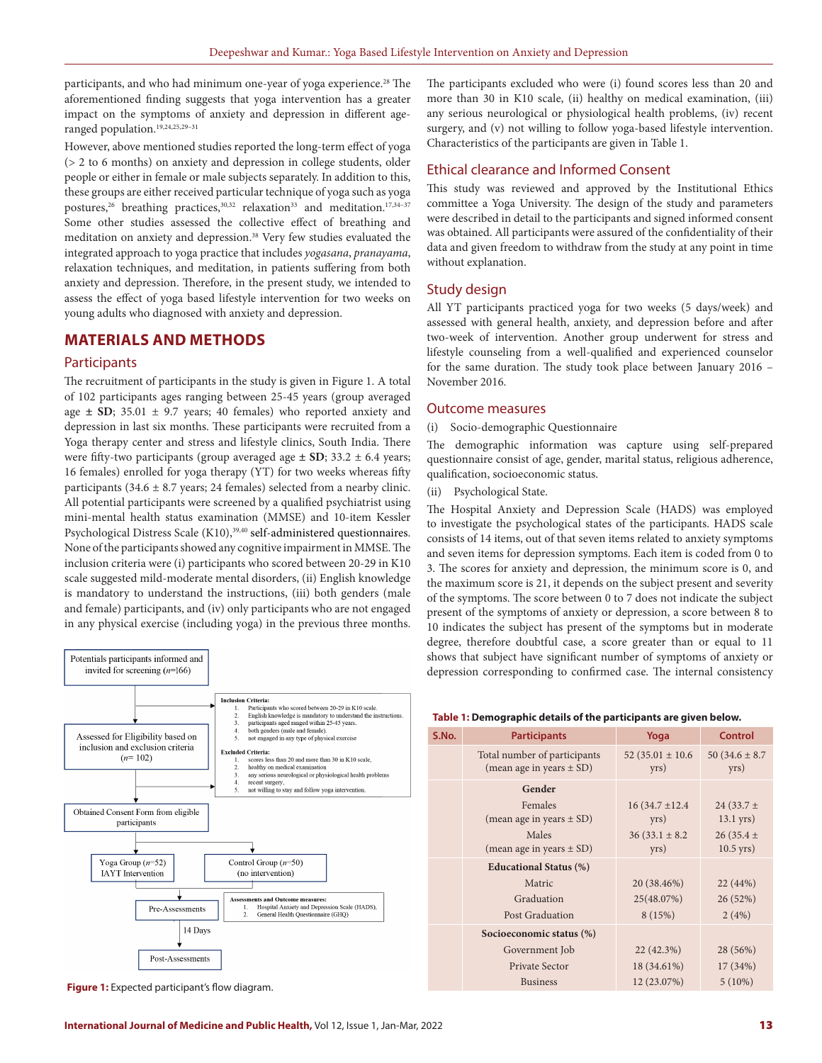participants, and who had minimum one-year of yoga experience.[28] The aforementioned finding suggests that yoga intervention has a greater impact on the symptoms of anxiety and depression in different age-ranged population.[19,24,25,29–31]

However, above mentioned studies reported the long-term effect of yoga (> 2 to 6 months) on anxiety and depression in college students, older people or either in female or male subjects separately. In addition to this, these groups are either received particular technique of yoga such as yoga postures,[26] breathing practices,[30,32] relaxation[33] and meditation.[17,34–37] Some other studies assessed the collective effect of breathing and meditation on anxiety and depression.[38] Very few studies evaluated the integrated approach to yoga practice that includes *yogasana*, *pranayama*, relaxation techniques, and meditation, in patients suffering from both anxiety and depression. Therefore, in the present study, we intended to assess the effect of yoga based lifestyle intervention for two weeks on young adults who diagnosed with anxiety and depression.

## MATERIALS AND METHODS

### Participants

The recruitment of participants in the study is given in Figure 1. A total of 102 participants ages ranging between 25-45 years (group averaged age ± **SD**; 35.01 ± 9.7 years; 40 females) who reported anxiety and depression in last six months. These participants were recruited from a Yoga therapy center and stress and lifestyle clinics, South India. There were fifty-two participants (group averaged age ± **SD**; 33.2 ± 6.4 years; 16 females) enrolled for yoga therapy (YT) for two weeks whereas fifty participants (34.6 ± 8.7 years; 24 females) selected from a nearby clinic. All potential participants were screened by a qualified psychiatrist using mini-mental health status examination (MMSE) and 10-item Kessler Psychological Distress Scale (K10),[39,40] self-administered questionnaires. None of the participants showed any cognitive impairment in MMSE. The inclusion criteria were (i) participants who scored between 20-29 in K10 scale suggested mild-moderate mental disorders, (ii) English knowledge is mandatory to understand the instructions, (iii) both genders (male and female) participants, and (iv) only participants who are not engaged in any physical exercise (including yoga) in the previous three months.

Potentials participants informed and invited for screening (*n*=166)

Inclusion Criteria:
1. Participants who scored between 20-29 in K10 scale.
2. English knowledge is mandatory to understand the instructions.
3. participants aged ranged within 25-45 years.
4. both genders (male and female).
5. not engaged in any type of physical exercise

Excluded Criteria:
1. scores less than 20 and more than 30 in K10 scale,
2. healthy on medical examination
3. any serious neurological or physiological health problems
4. recent surgery,
5. not willing to stay and follow yoga intervention.

Assessed for Eligibility based on inclusion and exclusion criteria (*n*= 102)

Obtained Consent Form from eligible participants

Yoga Group (*n*=52) IAYT Intervention | Control Group (*n*=50) (no intervention)

Pre-Assessments

Assessments and Outcome measures:
1. Hospital Anxiety and Depression Scale (HADS),
2. General Health Questionnaire (GHQ)

14 Days

Post-Assessments

**Figure 1:** Expected participant's flow diagram.

The participants excluded who were (i) found scores less than 20 and more than 30 in K10 scale, (ii) healthy on medical examination, (iii) any serious neurological or physiological health problems, (iv) recent surgery, and (v) not willing to follow yoga-based lifestyle intervention. Characteristics of the participants are given in Table 1.

### Ethical clearance and Informed Consent

This study was reviewed and approved by the Institutional Ethics committee a Yoga University. The design of the study and parameters were described in detail to the participants and signed informed consent was obtained. All participants were assured of the confidentiality of their data and given freedom to withdraw from the study at any point in time without explanation.

### Study design

All YT participants practiced yoga for two weeks (5 days/week) and assessed with general health, anxiety, and depression before and after two-week of intervention. Another group underwent for stress and lifestyle counseling from a well-qualified and experienced counselor for the same duration. The study took place between January 2016 – November 2016.

### Outcome measures

(i) Socio-demographic Questionnaire

The demographic information was capture using self-prepared questionnaire consist of age, gender, marital status, religious adherence, qualification, socioeconomic status.

(ii) Psychological State.

The Hospital Anxiety and Depression Scale (HADS) was employed to investigate the psychological states of the participants. HADS scale consists of 14 items, out of that seven items related to anxiety symptoms and seven items for depression symptoms. Each item is coded from 0 to 3. The scores for anxiety and depression, the minimum score is 0, and the maximum score is 21, it depends on the subject present and severity of the symptoms. The score between 0 to 7 does not indicate the subject present of the symptoms of anxiety or depression, a score between 8 to 10 indicates the subject has present of the symptoms but in moderate degree, therefore doubtful case, a score greater than or equal to 11 shows that subject have significant number of symptoms of anxiety or depression corresponding to confirmed case. The internal consistency

**Table 1:** Demographic details of the participants are given below.

| S.No. | Participants | Yoga | Control |
|---|---|---|---|
| | Total number of participants (mean age in years ± SD) | 52 (35.01 ± 10.6 yrs) | 50 (34.6 ± 8.7 yrs) |
| | **Gender** | | |
| | Females (mean age in years ± SD) | 16 (34.7 ±12.4 yrs) | 24 (33.7 ± 13.1 yrs) |
| | Males (mean age in years ± SD) | 36 (33.1 ± 8.2 yrs) | 26 (35.4 ± 10.5 yrs) |
| | **Educational Status (%)** | | |
| | Matric | 20 (38.46%) | 22 (44%) |
| | Graduation | 25(48.07%) | 26 (52%) |
| | Post Graduation | 8 (15%) | 2 (4%) |
| | **Socioeconomic status (%)** | | |
| | Government Job | 22 (42.3%) | 28 (56%) |
| | Private Sector | 18 (34.61%) | 17 (34%) |
| | Business | 12 (23.07%) | 5 (10%) |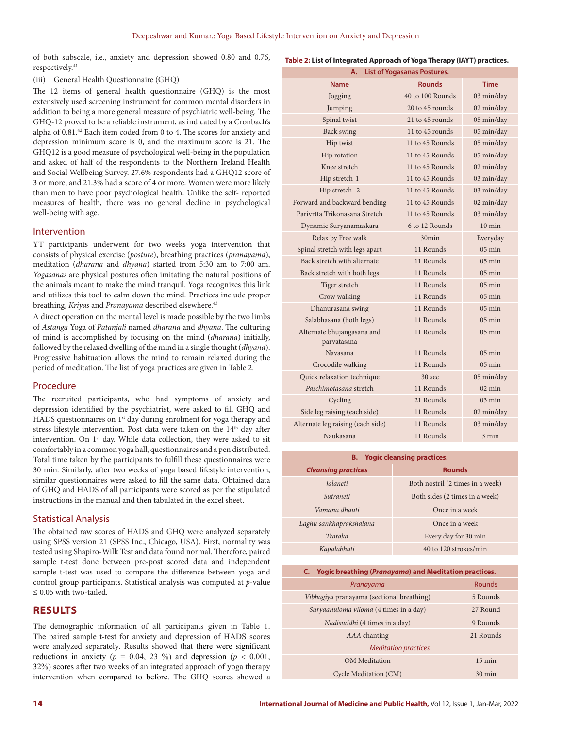of both subscale, i.e., anxiety and depression showed 0.80 and 0.76, respectively.[41]

(iii) General Health Questionnaire (GHQ)

The 12 items of general health questionnaire (GHQ) is the most extensively used screening instrument for common mental disorders in addition to being a more general measure of psychiatric well-being. The GHQ-12 proved to be a reliable instrument, as indicated by a Cronbach's alpha of 0.81.[42] Each item coded from 0 to 4. The scores for anxiety and depression minimum score is 0, and the maximum score is 21. The GHQ12 is a good measure of psychological well-being in the population and asked of half of the respondents to the Northern Ireland Health and Social Wellbeing Survey. 27.6% respondents had a GHQ12 score of 3 or more, and 21.3% had a score of 4 or more. Women were more likely than men to have poor psychological health. Unlike the self- reported measures of health, there was no general decline in psychological well-being with age.

## Intervention

YT participants underwent for two weeks yoga intervention that consists of physical exercise (*posture*), breathing practices (*pranayama*), meditation (*dharana* and *dhyana*) started from 5:30 am to 7:00 am. *Yogasanas* are physical postures often imitating the natural positions of the animals meant to make the mind tranquil. Yoga recognizes this link and utilizes this tool to calm down the mind. Practices include proper breathing, *Kriyas* and *Pranayama* described elsewhere.[43]

A direct operation on the mental level is made possible by the two limbs of *Astanga* Yoga of *Patanjali* named *dharana* and *dhyana*. The culturing of mind is accomplished by focusing on the mind (*dharana*) initially, followed by the relaxed dwelling of the mind in a single thought (*dhyana*). Progressive habituation allows the mind to remain relaxed during the period of meditation. The list of yoga practices are given in Table 2.

## Procedure

The recruited participants, who had symptoms of anxiety and depression identified by the psychiatrist, were asked to fill GHQ and HADS questionnaires on 1st day during enrolment for yoga therapy and stress lifestyle intervention. Post data were taken on the 14th day after intervention. On 1st day. While data collection, they were asked to sit comfortably in a common yoga hall, questionnaires and a pen distributed. Total time taken by the participants to fulfill these questionnaires were 30 min. Similarly, after two weeks of yoga based lifestyle intervention, similar questionnaires were asked to fill the same data. Obtained data of GHQ and HADS of all participants were scored as per the stipulated instructions in the manual and then tabulated in the excel sheet.

## Statistical Analysis

The obtained raw scores of HADS and GHQ were analyzed separately using SPSS version 21 (SPSS Inc., Chicago, USA). First, normality was tested using Shapiro-Wilk Test and data found normal. Therefore, paired sample t-test done between pre-post scored data and independent sample t-test was used to compare the difference between yoga and control group participants. Statistical analysis was computed at $p$-value $\leq 0.05$ with two-tailed.

# RESULTS

The demographic information of all participants given in Table 1. The paired sample t-test for anxiety and depression of HADS scores were analyzed separately. Results showed that there were significant reductions in anxiety ($p = 0.04$, 23 %) and depression ($p < 0.001$, 32%) scores after two weeks of an integrated approach of yoga therapy intervention when compared to before. The GHQ scores showed a

**Table 2: List of Integrated Approach of Yoga Therapy (IAYT) practices.**

**A. List of Yogasanas Postures.**

| Name | Rounds | Time |
|---|---|---|
| Jogging | 40 to 100 Rounds | 03 min/day |
| Jumping | 20 to 45 rounds | 02 min/day |
| Spinal twist | 21 to 45 rounds | 05 min/day |
| Back swing | 11 to 45 rounds | 05 min/day |
| Hip twist | 11 to 45 Rounds | 05 min/day |
| Hip rotation | 11 to 45 Rounds | 05 min/day |
| Knee stretch | 11 to 45 Rounds | 02 min/day |
| Hip stretch-1 | 11 to 45 Rounds | 03 min/day |
| Hip stretch -2 | 11 to 45 Rounds | 03 min/day |
| Forward and backward bending | 11 to 45 Rounds | 02 min/day |
| Parivrtta Trikonasana Stretch | 11 to 45 Rounds | 03 min/day |
| Dynamic Suryanamaskara | 6 to 12 Rounds | 10 min |
| Relax by Free walk | 30min | Everyday |
| Spinal stretch with legs apart | 11 Rounds | 05 min |
| Back stretch with alternate | 11 Rounds | 05 min |
| Back stretch with both legs | 11 Rounds | 05 min |
| Tiger stretch | 11 Rounds | 05 min |
| Crow walking | 11 Rounds | 05 min |
| Dhanurasana swing | 11 Rounds | 05 min |
| Salabhasana (both legs) | 11 Rounds | 05 min |
| Alternate bhujangasana and parvatasana | 11 Rounds | 05 min |
| Navasana | 11 Rounds | 05 min |
| Crocodile walking | 11 Rounds | 05 min |
| Quick relaxation technique | 30 sec | 05 min/day |
| *Paschimotasana* stretch | 11 Rounds | 02 min |
| Cycling | 21 Rounds | 03 min |
| Side leg raising (each side) | 11 Rounds | 02 min/day |
| Alternate leg raising (each side) | 11 Rounds | 03 min/day |
| Naukasana | 11 Rounds | 3 min |

**B. Yogic cleansing practices.**

| *Cleansing practices* | Rounds |
|---|---|
| *Jalaneti* | Both nostril (2 times in a week) |
| *Sutraneti* | Both sides (2 times in a week) |
| *Vamana dhauti* | Once in a week |
| *Laghu sankhaprakshalana* | Once in a week |
| *Trataka* | Every day for 30 min |
| *Kapalabhati* | 40 to 120 strokes/min |

**C. Yogic breathing (*Pranayama*) and Meditation practices.**

| *Pranayama* | Rounds |
|---|---|
| *Vibhagiya* pranayama (sectional breathing) | 5 Rounds |
| *Suryaanuloma viloma* (4 times in a day) | 27 Round |
| *Nadisuddhi* (4 times in a day) | 9 Rounds |
| *AAA* chanting | 21 Rounds |
| *Meditation practices* | |
| OM Meditation | 15 min |
| Cycle Meditation (CM) | 30 min |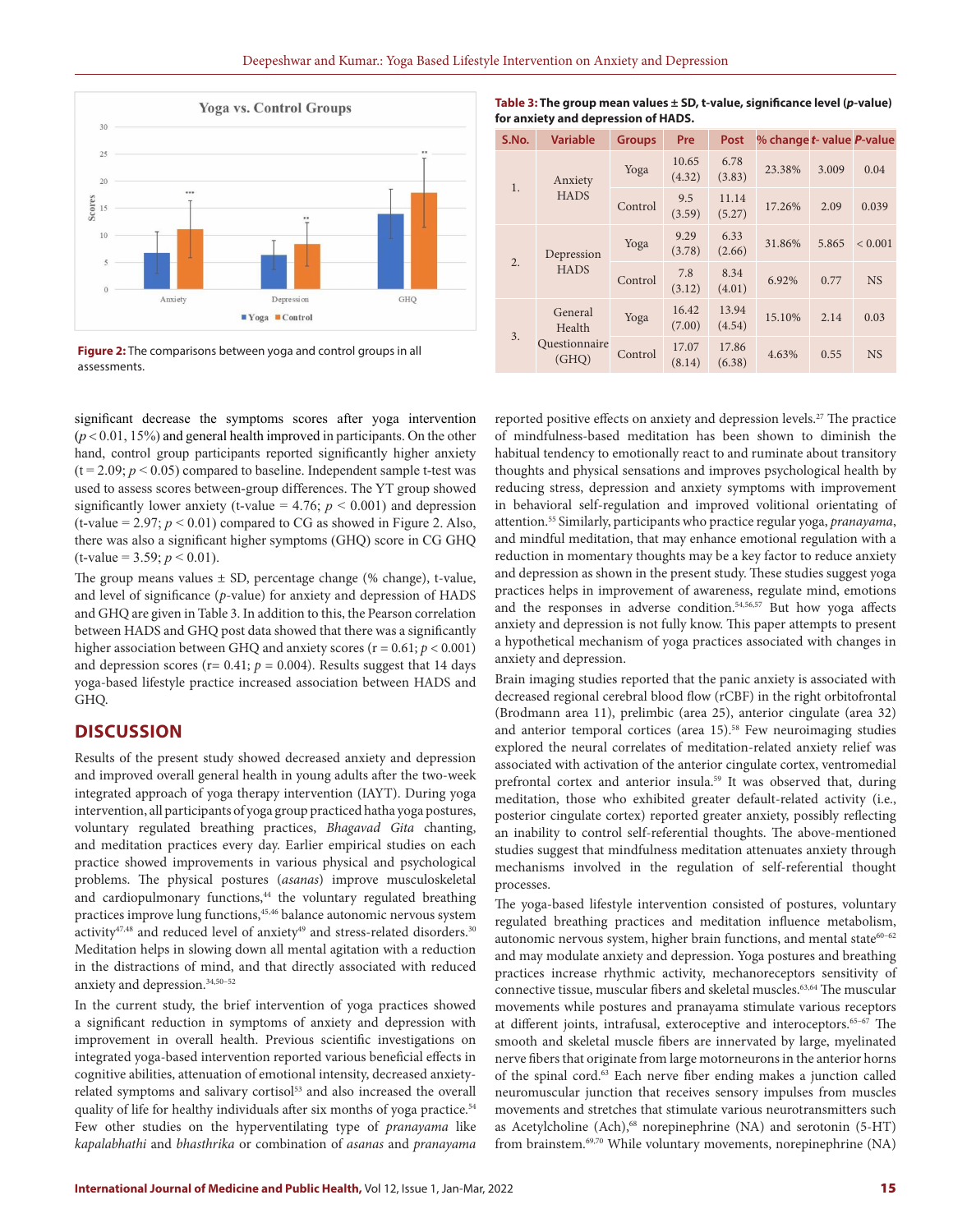Figure 2: The comparisons between yoga and control groups in all assessments.

Table 3: The group mean values ± SD, t-value, significance level (*p*-value) for anxiety and depression of HADS.

| S.No. | Variable | Groups | Pre | Post | % change | *t*- value | *P*-value |
|---|---|---|---|---|---|---|---|
| 1. | Anxiety HADS | Yoga | 10.65 (4.32) | 6.78 (3.83) | 23.38% | 3.009 | 0.04 |
| | | Control | 9.5 (3.59) | 11.14 (5.27) | 17.26% | 2.09 | 0.039 |
| 2. | Depression HADS | Yoga | 9.29 (3.78) | 6.33 (2.66) | 31.86% | 5.865 | < 0.001 |
| | | Control | 7.8 (3.12) | 8.34 (4.01) | 6.92% | 0.77 | NS |
| 3. | General Health Questionnaire (GHQ) | Yoga | 16.42 (7.00) | 13.94 (4.54) | 15.10% | 2.14 | 0.03 |
| | | Control | 17.07 (8.14) | 17.86 (6.38) | 4.63% | 0.55 | NS |

significant decrease the symptoms scores after yoga intervention ($p < 0.01$, 15%) and general health improved in participants. On the other hand, control group participants reported significantly higher anxiety ($t = 2.09$; $p < 0.05$) compared to baseline. Independent sample t-test was used to assess scores between-group differences. The YT group showed significantly lower anxiety (t-value = 4.76; $p < 0.001$) and depression (t-value = 2.97; $p < 0.01$) compared to CG as showed in Figure 2. Also, there was also a significant higher symptoms (GHQ) score in CG GHQ (t-value = 3.59; $p < 0.01$).

The group means values ± SD, percentage change (% change), t-value, and level of significance (*p*-value) for anxiety and depression of HADS and GHQ are given in Table 3. In addition to this, the Pearson correlation between HADS and GHQ post data showed that there was a significantly higher association between GHQ and anxiety scores ($r = 0.61$; $p < 0.001$) and depression scores ($r = 0.41$; $p = 0.004$). Results suggest that 14 days yoga-based lifestyle practice increased association between HADS and GHQ.

## DISCUSSION

Results of the present study showed decreased anxiety and depression and improved overall general health in young adults after the two-week integrated approach of yoga therapy intervention (IAYT). During yoga intervention, all participants of yoga group practiced hatha yoga postures, voluntary regulated breathing practices, *Bhagavad Gita* chanting, and meditation practices every day. Earlier empirical studies on each practice showed improvements in various physical and psychological problems. The physical postures (*asanas*) improve musculoskeletal and cardiopulmonary functions,[44] the voluntary regulated breathing practices improve lung functions,[45,46] balance autonomic nervous system activity[47,48] and reduced level of anxiety[49] and stress-related disorders.[30] Meditation helps in slowing down all mental agitation with a reduction in the distractions of mind, and that directly associated with reduced anxiety and depression.[34,50–52]

In the current study, the brief intervention of yoga practices showed a significant reduction in symptoms of anxiety and depression with improvement in overall health. Previous scientific investigations on integrated yoga-based intervention reported various beneficial effects in cognitive abilities, attenuation of emotional intensity, decreased anxiety-related symptoms and salivary cortisol[53] and also increased the overall quality of life for healthy individuals after six months of yoga practice.[54] Few other studies on the hyperventilating type of *pranayama* like *kapalabhathi* and *bhasthrika* or combination of *asanas* and *pranayama* reported positive effects on anxiety and depression levels.[27] The practice of mindfulness-based meditation has been shown to diminish the habitual tendency to emotionally react to and ruminate about transitory thoughts and physical sensations and improves psychological health by reducing stress, depression and anxiety symptoms with improvement in behavioral self-regulation and improved volitional orientating of attention.[55] Similarly, participants who practice regular yoga, *pranayama*, and mindful meditation, that may enhance emotional regulation with a reduction in momentary thoughts may be a key factor to reduce anxiety and depression as shown in the present study. These studies suggest yoga practices helps in improvement of awareness, regulate mind, emotions and the responses in adverse condition.[54,56,57] But how yoga affects anxiety and depression is not fully know. This paper attempts to present a hypothetical mechanism of yoga practices associated with changes in anxiety and depression.

Brain imaging studies reported that the panic anxiety is associated with decreased regional cerebral blood flow (rCBF) in the right orbitofrontal (Brodmann area 11), prelimbic (area 25), anterior cingulate (area 32) and anterior temporal cortices (area 15).[58] Few neuroimaging studies explored the neural correlates of meditation-related anxiety relief was associated with activation of the anterior cingulate cortex, ventromedial prefrontal cortex and anterior insula.[59] It was observed that, during meditation, those who exhibited greater default-related activity (i.e., posterior cingulate cortex) reported greater anxiety, possibly reflecting an inability to control self-referential thoughts. The above-mentioned studies suggest that mindfulness meditation attenuates anxiety through mechanisms involved in the regulation of self-referential thought processes.

The yoga-based lifestyle intervention consisted of postures, voluntary regulated breathing practices and meditation influence metabolism, autonomic nervous system, higher brain functions, and mental state[60–62] and may modulate anxiety and depression. Yoga postures and breathing practices increase rhythmic activity, mechanoreceptors sensitivity of connective tissue, muscular fibers and skeletal muscles.[63,64] The muscular movements while postures and pranayama stimulate various receptors at different joints, intrafusal, exteroceptive and interoceptors.[65–67] The smooth and skeletal muscle fibers are innervated by large, myelinated nerve fibers that originate from large motorneurons in the anterior horns of the spinal cord.[63] Each nerve fiber ending makes a junction called neuromuscular junction that receives sensory impulses from muscles movements and stretches that stimulate various neurotransmitters such as Acetylcholine (Ach),[68] norepinephrine (NA) and serotonin (5-HT) from brainstem.[69,70] While voluntary movements, norepinephrine (NA)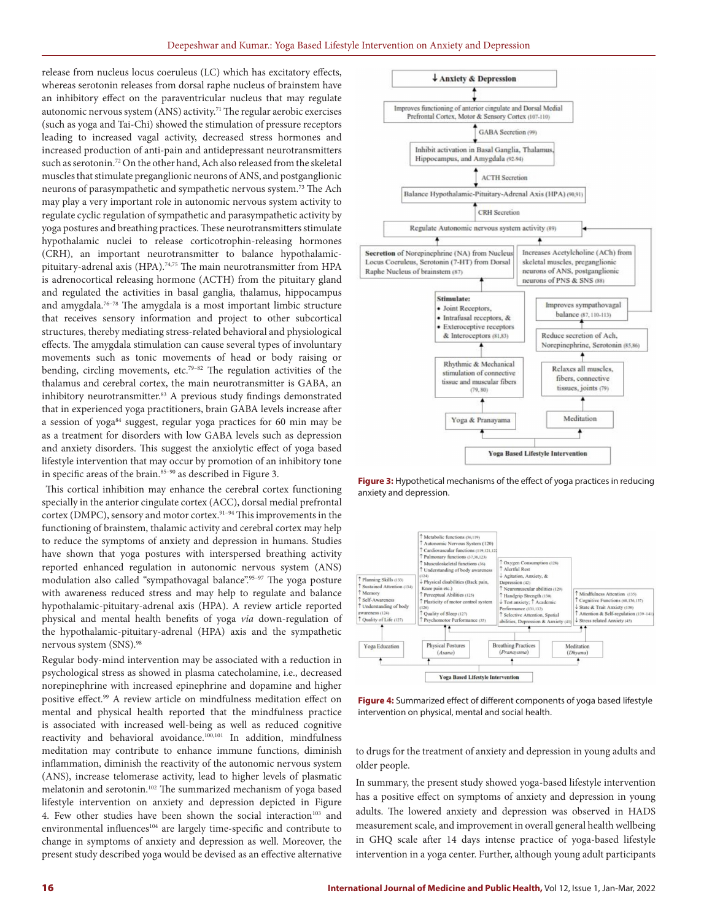release from nucleus locus coeruleus (LC) which has excitatory effects, whereas serotonin releases from dorsal raphe nucleus of brainstem have an inhibitory effect on the paraventricular nucleus that may regulate autonomic nervous system (ANS) activity.[71] The regular aerobic exercises (such as yoga and Tai-Chi) showed the stimulation of pressure receptors leading to increased vagal activity, decreased stress hormones and increased production of anti-pain and antidepressant neurotransmitters such as serotonin.[72] On the other hand, Ach also released from the skeletal muscles that stimulate preganglionic neurons of ANS, and postganglionic neurons of parasympathetic and sympathetic nervous system.[73] The Ach may play a very important role in autonomic nervous system activity to regulate cyclic regulation of sympathetic and parasympathetic activity by yoga postures and breathing practices. These neurotransmitters stimulate hypothalamic nuclei to release corticotrophin-releasing hormones (CRH), an important neurotransmitter to balance hypothalamic-pituitary-adrenal axis (HPA).[74,75] The main neurotransmitter from HPA is adrenocortical releasing hormone (ACTH) from the pituitary gland and regulated the activities in basal ganglia, thalamus, hippocampus and amygdala.[76–78] The amygdala is a most important limbic structure that receives sensory information and project to other subcortical structures, thereby mediating stress-related behavioral and physiological effects. The amygdala stimulation can cause several types of involuntary movements such as tonic movements of head or body raising or bending, circling movements, etc.[79–82] The regulation activities of the thalamus and cerebral cortex, the main neurotransmitter is GABA, an inhibitory neurotransmitter.[83] A previous study findings demonstrated that in experienced yoga practitioners, brain GABA levels increase after a session of yoga[84] suggest, regular yoga practices for 60 min may be as a treatment for disorders with low GABA levels such as depression and anxiety disorders. This suggest the anxiolytic effect of yoga based lifestyle intervention that may occur by promotion of an inhibitory tone in specific areas of the brain.[85–90] as described in Figure 3.

This cortical inhibition may enhance the cerebral cortex functioning specially in the anterior cingulate cortex (ACC), dorsal medial prefrontal cortex (DMPC), sensory and motor cortex.[91–94] This improvements in the functioning of brainstem, thalamic activity and cerebral cortex may help to reduce the symptoms of anxiety and depression in humans. Studies have shown that yoga postures with interspersed breathing activity reported enhanced regulation in autonomic nervous system (ANS) modulation also called "sympathovagal balance".[95–97] The yoga posture with awareness reduced stress and may help to regulate and balance hypothalamic-pituitary-adrenal axis (HPA). A review article reported physical and mental health benefits of yoga *via* down-regulation of the hypothalamic-pituitary-adrenal (HPA) axis and the sympathetic nervous system (SNS).[98]

Regular body-mind intervention may be associated with a reduction in psychological stress as showed in plasma catecholamine, i.e., decreased norepinephrine with increased epinephrine and dopamine and higher positive effect.[99] A review article on mindfulness meditation effect on mental and physical health reported that the mindfulness practice is associated with increased well-being as well as reduced cognitive reactivity and behavioral avoidance.[100,101] In addition, mindfulness meditation may contribute to enhance immune functions, diminish inflammation, diminish the reactivity of the autonomic nervous system (ANS), increase telomerase activity, lead to higher levels of plasmatic melatonin and serotonin.[102] The summarized mechanism of yoga based lifestyle intervention on anxiety and depression depicted in Figure 4. Few other studies have been shown the social interaction[103] and environmental influences[104] are largely time-specific and contribute to change in symptoms of anxiety and depression as well. Moreover, the present study described yoga would be devised as an effective alternative to drugs for the treatment of anxiety and depression in young adults and older people.

**Figure 3:** Hypothetical mechanisms of the effect of yoga practices in reducing anxiety and depression.

**Figure 4:** Summarized effect of different components of yoga based lifestyle intervention on physical, mental and social health.

In summary, the present study showed yoga-based lifestyle intervention has a positive effect on symptoms of anxiety and depression in young adults. The lowered anxiety and depression was observed in HADS measurement scale, and improvement in overall general health wellbeing in GHQ scale after 14 days intense practice of yoga-based lifestyle intervention in a yoga center. Further, although young adult participants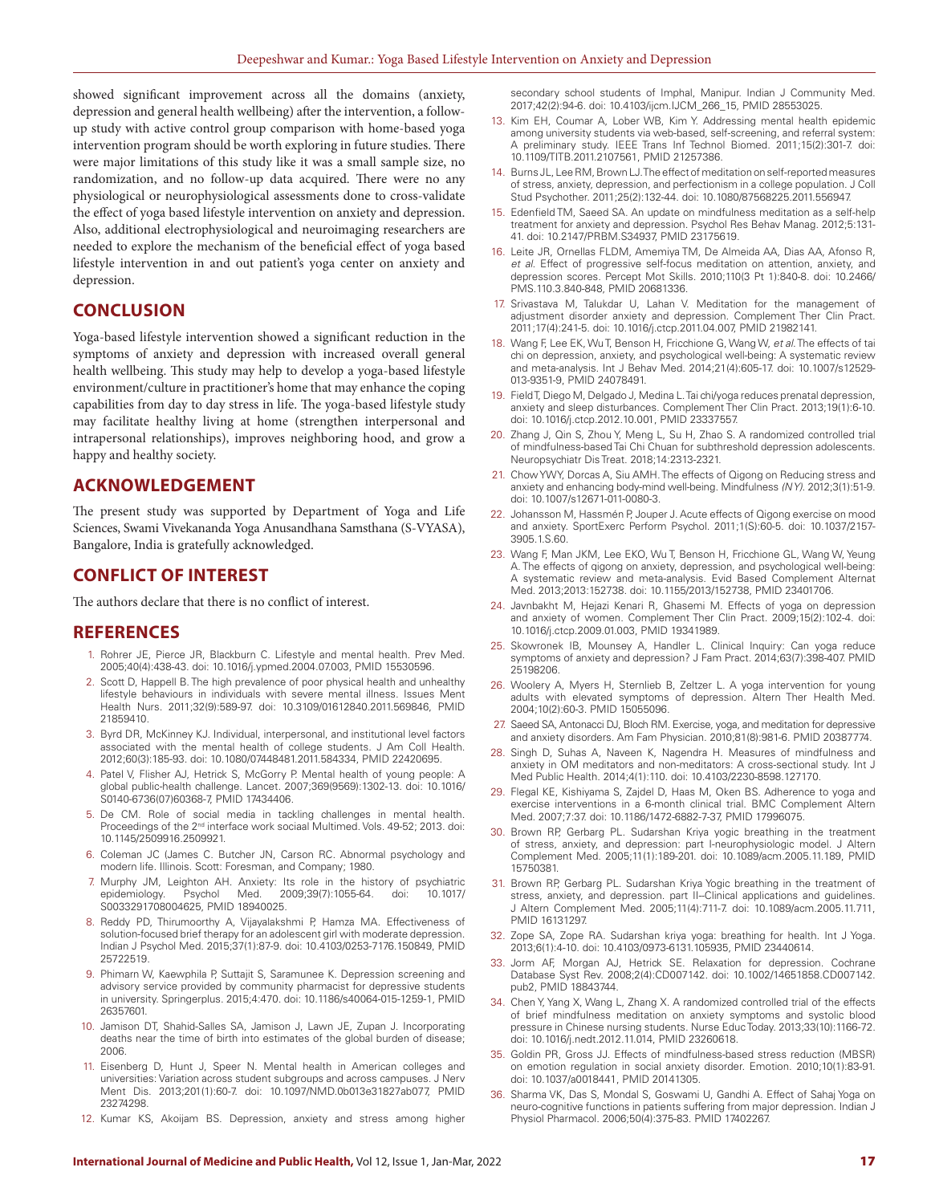showed significant improvement across all the domains (anxiety, depression and general health wellbeing) after the intervention, a follow-up study with active control group comparison with home-based yoga intervention program should be worth exploring in future studies. There were major limitations of this study like it was a small sample size, no randomization, and no follow-up data acquired. There were no any physiological or neurophysiological assessments done to cross-validate the effect of yoga based lifestyle intervention on anxiety and depression. Also, additional electrophysiological and neuroimaging researchers are needed to explore the mechanism of the beneficial effect of yoga based lifestyle intervention in and out patient's yoga center on anxiety and depression.

## CONCLUSION

Yoga-based lifestyle intervention showed a significant reduction in the symptoms of anxiety and depression with increased overall general health wellbeing. This study may help to develop a yoga-based lifestyle environment/culture in practitioner's home that may enhance the coping capabilities from day to day stress in life. The yoga-based lifestyle study may facilitate healthy living at home (strengthen interpersonal and intrapersonal relationships), improves neighboring hood, and grow a happy and healthy society.

## ACKNOWLEDGEMENT

The present study was supported by Department of Yoga and Life Sciences, Swami Vivekananda Yoga Anusandhana Samsthana (S-VYASA), Bangalore, India is gratefully acknowledged.

## CONFLICT OF INTEREST

The authors declare that there is no conflict of interest.

## REFERENCES

1. Rohrer JE, Pierce JR, Blackburn C. Lifestyle and mental health. Prev Med. 2005;40(4):438-43. doi: 10.1016/j.ypmed.2004.07.003, PMID 15530596.
2. Scott D, Happell B. The high prevalence of poor physical health and unhealthy lifestyle behaviours in individuals with severe mental illness. Issues Ment Health Nurs. 2011;32(9):589-97. doi: 10.3109/01612840.2011.569846, PMID 21859410.
3. Byrd DR, McKinney KJ. Individual, interpersonal, and institutional level factors associated with the mental health of college students. J Am Coll Health. 2012;60(3):185-93. doi: 10.1080/07448481.2011.584334, PMID 22420695.
4. Patel V, Flisher AJ, Hetrick S, McGorry P. Mental health of young people: A global public-health challenge. Lancet. 2007;369(9569):1302-13. doi: 10.1016/S0140-6736(07)60368-7, PMID 17434406.
5. De CM. Role of social media in tackling challenges in mental health. Proceedings of the 2nd interface work sociaal Multimed. Vols. 49-52; 2013. doi: 10.1145/2509916.2509921.
6. Coleman JC (James C. Butcher JN, Carson RC. Abnormal psychology and modern life. Illinois. Scott: Foresman, and Company; 1980.
7. Murphy JM, Leighton AH. Anxiety: Its role in the history of psychiatric epidemiology. Psychol Med. 2009;39(7):1055-64. doi: 10.1017/S0033291708004625, PMID 18940025.
8. Reddy PD, Thirumoorthy A, Vijayalakshmi P, Hamza MA. Effectiveness of solution-focused brief therapy for an adolescent girl with moderate depression. Indian J Psychol Med. 2015;37(1):87-9. doi: 10.4103/0253-7176.150849, PMID 25722519.
9. Phimarn W, Kaewphila P, Suttajit S, Saramunee K. Depression screening and advisory service provided by community pharmacist for depressive students in university. Springerplus. 2015;4:470. doi: 10.1186/s40064-015-1259-1, PMID 26357601.
10. Jamison DT, Shahid-Salles SA, Jamison J, Lawn JE, Zupan J. Incorporating deaths near the time of birth into estimates of the global burden of disease; 2006.
11. Eisenberg D, Hunt J, Speer N. Mental health in American colleges and universities: Variation across student subgroups and across campuses. J Nerv Ment Dis. 2013;201(1):60-7. doi: 10.1097/NMD.0b013e31827ab077, PMID 23274298.
12. Kumar KS, Akoijam BS. Depression, anxiety and stress among higher secondary school students of Imphal, Manipur. Indian J Community Med. 2017;42(2):94-6. doi: 10.4103/ijcm.IJCM_266_15, PMID 28553025.
13. Kim EH, Coumar A, Lober WB, Kim Y. Addressing mental health epidemic among university students via web-based, self-screening, and referral system: A preliminary study. IEEE Trans Inf Technol Biomed. 2011;15(2):301-7. doi: 10.1109/TITB.2011.2107561, PMID 21257386.
14. Burns JL, Lee RM, Brown LJ. The effect of meditation on self-reported measures of stress, anxiety, depression, and perfectionism in a college population. J Coll Stud Psychother. 2011;25(2):132-44. doi: 10.1080/87568225.2011.556947.
15. Edenfield TM, Saeed SA. An update on mindfulness meditation as a self-help treatment for anxiety and depression. Psychol Res Behav Manag. 2012;5:131-41. doi: 10.2147/PRBM.S34937, PMID 23175619.
16. Leite JR, Ornellas FLDM, Amemiya TM, De Almeida AA, Dias AA, Afonso R, *et al.* Effect of progressive self-focus meditation on attention, anxiety, and depression scores. Percept Mot Skills. 2010;110(3 Pt 1):840-8. doi: 10.2466/PMS.110.3.840-848, PMID 20681336.
17. Srivastava M, Talukdar U, Lahan V. Meditation for the management of adjustment disorder anxiety and depression. Complement Ther Clin Pract. 2011;17(4):241-5. doi: 10.1016/j.ctcp.2011.04.007, PMID 21982141.
18. Wang F, Lee EK, Wu T, Benson H, Fricchione G, Wang W, *et al.* The effects of tai chi on depression, anxiety, and psychological well-being: A systematic review and meta-analysis. Int J Behav Med. 2014;21(4):605-17. doi: 10.1007/s12529-013-9351-9, PMID 24078491.
19. Field T, Diego M, Delgado J, Medina L. Tai chi/yoga reduces prenatal depression, anxiety and sleep disturbances. Complement Ther Clin Pract. 2013;19(1):6-10. doi: 10.1016/j.ctcp.2012.10.001, PMID 23337557.
20. Zhang J, Qin S, Zhou Y, Meng L, Su H, Zhao S. A randomized controlled trial of mindfulness-based Tai Chi Chuan for subthreshold depression adolescents. Neuropsychiatr Dis Treat. 2018;14:2313-2321.
21. Chow YWY, Dorcas A, Siu AMH. The effects of Qigong on Reducing stress and anxiety and enhancing body-mind well-being. Mindfulness *(N Y)*. 2012;3(1):51-9. doi: 10.1007/s12671-011-0080-3.
22. Johansson M, Hassmén P, Jouper J. Acute effects of Qigong exercise on mood and anxiety. SportExerc Perform Psychol. 2011;1(S):60-5. doi: 10.1037/2157-3905.1.S.60.
23. Wang F, Man JKM, Lee EKO, Wu T, Benson H, Fricchione GL, Wang W, Yeung A. The effects of qigong on anxiety, depression, and psychological well-being: A systematic review and meta-analysis. Evid Based Complement Alternat Med. 2013;2013:152738. doi: 10.1155/2013/152738, PMID 23401706.
24. Javnbakht M, Hejazi Kenari R, Ghasemi M. Effects of yoga on depression and anxiety of women. Complement Ther Clin Pract. 2009;15(2):102-4. doi: 10.1016/j.ctcp.2009.01.003, PMID 19341989.
25. Skowronek IB, Mounsey A, Handler L. Clinical Inquiry: Can yoga reduce symptoms of anxiety and depression? J Fam Pract. 2014;63(7):398-407. PMID 25198206.
26. Woolery A, Myers H, Sternlieb B, Zeltzer L. A yoga intervention for young adults with elevated symptoms of depression. Altern Ther Health Med. 2004;10(2):60-3. PMID 15055096.
27. Saeed SA, Antonacci DJ, Bloch RM. Exercise, yoga, and meditation for depressive and anxiety disorders. Am Fam Physician. 2010;81(8):981-6. PMID 20387774.
28. Singh D, Suhas A, Naveen K, Nagendra H. Measures of mindfulness and anxiety in OM meditators and non-meditators: A cross-sectional study. Int J Med Public Health. 2014;4(1):110. doi: 10.4103/2230-8598.127170.
29. Flegal KE, Kishiyama S, Zajdel D, Haas M, Oken BS. Adherence to yoga and exercise interventions in a 6-month clinical trial. BMC Complement Altern Med. 2007;7:37. doi: 10.1186/1472-6882-7-37, PMID 17996075.
30. Brown RP, Gerbarg PL. Sudarshan Kriya yogic breathing in the treatment of stress, anxiety, and depression: part I-neurophysiologic model. J Altern Complement Med. 2005;11(1):189-201. doi: 10.1089/acm.2005.11.189, PMID 15750381.
31. Brown RP, Gerbarg PL. Sudarshan Kriya Yogic breathing in the treatment of stress, anxiety, and depression. part II--Clinical applications and guidelines. J Altern Complement Med. 2005;11(4):711-7. doi: 10.1089/acm.2005.11.711, PMID 16131297.
32. Zope SA, Zope RA. Sudarshan kriya yoga: breathing for health. Int J Yoga. 2013;6(1):4-10. doi: 10.4103/0973-6131.105935, PMID 23440614.
33. Jorm AF, Morgan AJ, Hetrick SE. Relaxation for depression. Cochrane Database Syst Rev. 2008;2(4):CD007142. doi: 10.1002/14651858.CD007142.pub2, PMID 18843744.
34. Chen Y, Yang X, Wang L, Zhang X. A randomized controlled trial of the effects of brief mindfulness meditation on anxiety symptoms and systolic blood pressure in Chinese nursing students. Nurse Educ Today. 2013;33(10):1166-72. doi: 10.1016/j.nedt.2012.11.014, PMID 23260618.
35. Goldin PR, Gross JJ. Effects of mindfulness-based stress reduction (MBSR) on emotion regulation in social anxiety disorder. Emotion. 2010;10(1):83-91. doi: 10.1037/a0018441, PMID 20141305.
36. Sharma VK, Das S, Mondal S, Goswami U, Gandhi A. Effect of Sahaj Yoga on neuro-cognitive functions in patients suffering from major depression. Indian J Physiol Pharmacol. 2006;50(4):375-83. PMID 17402267.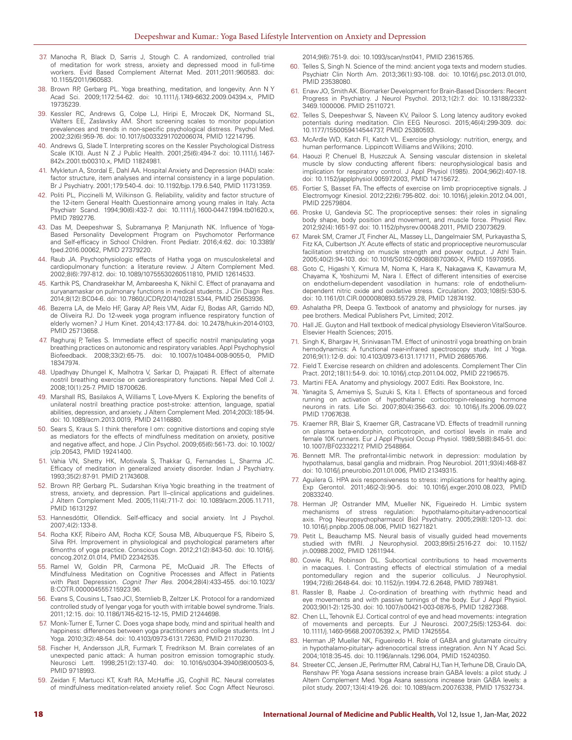37. Manocha R, Black D, Sarris J, Stough C. A randomized, controlled trial of meditation for work stress, anxiety and depressed mood in full-time workers. Evid Based Complement Alternat Med. 2011;2011:960583. doi: 10.1155/2011/960583.
38. Brown RP, Gerbarg PL. Yoga breathing, meditation, and longevity. Ann N Y Acad Sci. 2009;1172:54-62. doi: 10.1111/j.1749-6632.2009.04394.x, PMID 19735239.
39. Kessler RC, Andrews G, Colpe LJ, Hiripi E, Mroczek DK, Normand SL, Walters EE, Zaslavsky AM. Short screening scales to monitor population prevalences and trends in non-specific psychological distress. Psychol Med. 2002;32(6):959-76. doi: 10.1017/s0033291702006074, PMID 12214795.
40. Andrews G, Slade T. Interpreting scores on the Kessler Psychological Distress Scale (K10). Aust N Z J Public Health. 2001;25(6):494-7. doi: 10.1111/j.1467-842x.2001.tb00310.x, PMID 11824981.
41. Mykletun A, Stordal E, Dahl AA. Hospital Anxiety and Depression (HAD) scale: factor structure, item analyses and internal consistency in a large population. Br J Psychiatry. 2001;179:540-4. doi: 10.1192/bjp.179.6.540, PMID 11731359.
42. Politi PL, Piccinelli M, Wilkinson G. Reliability, validity and factor structure of the 12-item General Health Questionnaire among young males in Italy. Acta Psychiatr Scand. 1994;90(6):432-7. doi: 10.1111/j.1600-0447.1994.tb01620.x, PMID 7892776.
43. Das M, Deepeshwar S, Subramanya P, Manjunath NK. Influence of Yoga-Based Personality Development Program on Psychomotor Performance and Self-efficacy in School Children. Front Pediatr. 2016;4:62. doi: 10.3389/fped.2016.00062, PMID 27379220.
44. Raub JA. Psychophysiologic effects of Hatha yoga on musculoskeletal and cardiopulmonary function: a literature review. J Altern Complement Med. 2002;8(6):797-812. doi: 10.1089/10755530260511810, PMID 12614533.
45. Karthik PS, Chandrasekhar M, Ambareesha K, Nikhil C. Effect of pranayama and suryanamaskar on pulmonary functions in medical students. J Clin Diagn Res. 2014;8(12):BC04-6. doi: 10.7860/JCDR/2014/10281.5344, PMID 25653936.
46. Bezerra LA, de Melo HF, Garay AP, Reis VM, Aidar FJ, Bodas AR, Garrido ND, de Oliveira RJ. Do 12-week yoga program influence respiratory function of elderly women? J Hum Kinet. 2014;43:177-84. doi: 10.2478/hukin-2014-0103, PMID 25713658.
47. Raghuraj P, Telles S. Immediate effect of specific nostril manipulating yoga breathing practices on autonomic and respiratory variables. Appl Psychophysiol Biofeedback. 2008;33(2):65-75. doi: 10.1007/s10484-008-9055-0, PMID 18347974.
48. Upadhyay Dhungel K, Malhotra V, Sarkar D, Prajapati R. Effect of alternate nostril breathing exercise on cardiorespiratory functions. Nepal Med Coll J. 2008;10(1):25-7. PMID 18700626.
49. Marshall RS, Basilakos A, Williams T, Love-Myers K. Exploring the benefits of unilateral nostril breathing practice post-stroke: attention, language, spatial abilities, depression, and anxiety. J Altern Complement Med. 2014;20(3):185-94. doi: 10.1089/acm.2013.0019, PMID 24116880.
50. Sears S, Kraus S. I think therefore I om: cognitive distortions and coping style as mediators for the effects of mindfulness meditation on anxiety, positive and negative affect, and hope. J Clin Psychol. 2009;65(6):561-73. doi: 10.1002/jclp.20543, PMID 19241400.
51. Vahia VN, Shetty HK, Motiwala S, Thakkar G, Fernandes L, Sharma JC. Efficacy of meditation in generalized anxiety disorder. Indian J Psychiatry. 1993;35(2):87-91. PMID 21743608.
52. Brown RP, Gerbarg PL. Sudarshan Kriya Yogic breathing in the treatment of stress, anxiety, and depression. Part II--clinical applications and guidelines. J Altern Complement Med. 2005;11(4):711-7. doi: 10.1089/acm.2005.11.711, PMID 16131297.
53. Hannesdóttir, Ollendick. Self-efficacy and social anxiety. Int J Psychol. 2007;4(2):133-8.
54. Rocha KKF, Ribeiro AM, Rocha KCF, Sousa MB, Albuquerque FS, Ribeiro S, Silva RH. Improvement in physiological and psychological parameters after 6months of yoga practice. Conscious Cogn. 2012;21(2):843-50. doi: 10.1016/j.concog.2012.01.014, PMID 22342535.
55. Ramel W, Goldin PR, Carmona PE, McQuaid JR. The Effects of Mindfulness Meditation on Cognitive Processes and Affect in Patients with Past Depression. *Cognit Ther Res.* 2004;28(4):433-455. doi:10.1023/B:COTR.0000045557.15923.96.
56. Evans S, Cousins L, Tsao JCI, Sternlieb B, Zeltzer LK. Protocol for a randomized controlled study of Iyengar yoga for youth with irritable bowel syndrome. Trials. 2011;12:15. doi: 10.1186/1745-6215-12-15, PMID 21244698.
57. Monk-Turner E, Turner C. Does yoga shape body, mind and spiritual health and happiness: differences between yoga practitioners and college students. Int J Yoga. 2010;3(2):48-54. doi: 10.4103/0973-6131.72630, PMID 21170230.
58. Fischer H, Andersson JLR, Furmark T, Fredrikson M. Brain correlates of an unexpected panic attack: A human positron emission tomographic study. Neurosci Lett. 1998;251(2):137-40. doi: 10.1016/s0304-3940(98)00503-5, PMID 9718993.
59. Zeidan F, Martucci KT, Kraft RA, McHaffie JG, Coghill RC. Neural correlates of mindfulness meditation-related anxiety relief. Soc Cogn Affect Neurosci. 2014;9(6):751-9. doi: 10.1093/scan/nst041, PMID 23615765.
60. Telles S, Singh N. Science of the mind: ancient yoga texts and modern studies. Psychiatr Clin North Am. 2013;36(1):93-108. doi: 10.1016/j.psc.2013.01.010, PMID 23538080.
61. Enaw JO, Smith AK. Biomarker Development for Brain-Based Disorders: Recent Progress in Psychiatry. J Neurol Psychol. 2013;1(2):7. doi: 10.13188/2332-3469.1000006. PMID 25110721.
62. Telles S, Deepeshwar S, Naveen KV, Pailoor S. Long latency auditory evoked potentials during meditation. Clin EEG Neurosci. 2015;46(4):299-309. doi: 10.1177/1550059414544737, PMID 25380593.
63. McArdle WD, Katch FI, Katch VL. Exercise physiology: nutrition, energy, and human performance. Lippincott Williams and Wilkins; 2010.
64. Haouzi P, Chenuel B, Huszczuk A. Sensing vascular distension in skeletal muscle by slow conducting afferent fibers: neurophysiological basis and implication for respiratory control. J Appl Physiol (1985). 2004;96(2):407-18. doi: 10.1152/japplphysiol.00597.2003, PMID 14715672.
65. Fortier S, Basset FA. The effects of exercise on limb proprioceptive signals. J Electromyogr Kinesiol. 2012;22(6):795-802. doi: 10.1016/j.jelekin.2012.04.001, PMID 22579804.
66. Proske U, Gandevia SC. The proprioceptive senses: their roles in signaling body shape, body position and movement, and muscle force. Physiol Rev. 2012;92(4):1651-97. doi: 10.1152/physrev.00048.2011, PMID 23073629.
67. Marek SM, Cramer JT, Fincher AL, Massey LL, Dangelmaier SM, Purkayastha S, Fitz KA, Culbertson JY. Acute effects of static and proprioceptive neuromuscular facilitation stretching on muscle strength and power output. J Athl Train. 2005;40(2):94-103. doi: 10.1016/S0162-0908(08)70360-X, PMID 15970955.
68. Goto C, Higashi Y, Kimura M, Noma K, Hara K, Nakagawa K, Kawamura M, Chayama K, Yoshizumi M, Nara I. Effect of different intensities of exercise on endothelium-dependent vasodilation in humans: role of endothelium-dependent nitric oxide and oxidative stress. Circulation. 2003;108(5):530-5. doi: 10.1161/01.CIR.0000080893.55729.28, PMID 12874192.
69. Ashalatha PR, Deepa G. Textbook of anatomy and physiology for nurses. jay pee brothers. Medical Publishers Pvt, Limited; 2012.
70. Hall JE. Guyton and Hall textbook of medical physiology Elsevieron VitalSource. Elsevier Health Sciences; 2015.
71. Singh K, Bhargav H, Srinivasan TM. Effect of uninostril yoga breathing on brain hemodynamics: A functional near-infrared spectroscopy study. Int J Yoga. 2016;9(1):12-9. doi: 10.4103/0973-6131.171711, PMID 26865766.
72. Field T. Exercise research on children and adolescents. Complement Ther Clin Pract. 2012;18(1):54-9. doi: 10.1016/j.ctcp.2011.04.002, PMID 22196575.
73. Martini FEA. Anatomy and physiology. 2007. Editi. Rex Bookstore, Inc.
74. Yanagita S, Amemiya S, Suzuki S, Kita I. Effects of spontaneous and forced running on activation of hypothalamic corticotropin-releasing hormone neurons in rats. Life Sci. 2007;80(4):356-63. doi: 10.1016/j.lfs.2006.09.027, PMID 17067638.
75. Kraemer RR, Blair S, Kraemer GR, Castracane VD. Effects of treadmill running on plasma beta-endorphin, corticotropin, and cortisol levels in male and female 10K runners. Eur J Appl Physiol Occup Physiol. 1989;58(8):845-51. doi: 10.1007/BF02332217, PMID 2548864.
76. Bennett MR. The prefrontal-limbic network in depression: modulation by hypothalamus, basal ganglia and midbrain. Prog Neurobiol. 2011;93(4):468-87. doi: 10.1016/j.pneurobio.2011.01.006, PMID 21349315.
77. Aguilera G. HPA axis responsiveness to stress: implications for healthy aging. Exp Gerontol. 2011;46(2-3):90-5. doi: 10.1016/j.exger.2010.08.023, PMID 20833240.
78. Herman JP, Ostrander MM, Mueller NK, Figueiredo H. Limbic system mechanisms of stress regulation: hypothalamo-pituitary-adrenocortical axis. Prog Neuropsychopharmacol Biol Psychiatry. 2005;29(8):1201-13. doi: 10.1016/j.pnpbp.2005.08.006, PMID 16271821.
79. Petit L, Beauchamp MS. Neural basis of visually guided head movements studied with fMRI. J Neurophysiol. 2003;89(5):2516-27. doi: 10.1152/jn.00988.2002, PMID 12611944.
80. Cowie RJ, Robinson DL. Subcortical contributions to head movements in macaques. I. Contrasting effects of electrical stimulation of a medial pontomedullary region and the superior colliculus. J Neurophysiol. 1994;72(6):2648-64. doi: 10.1152/jn.1994.72.6.2648, PMID 7897481.
81. Rassler B, Raabe J. Co-ordination of breathing with rhythmic head and eye movements and with passive turnings of the body. Eur J Appl Physiol. 2003;90(1-2):125-30. doi: 10.1007/s00421-003-0876-5, PMID 12827368.
82. Chen LL, Tehovnik EJ. Cortical control of eye and head movements: integration of movements and percepts. Eur J Neurosci. 2007;25(5):1253-64. doi: 10.1111/j.1460-9568.2007.05392.x, PMID 17425554.
83. Herman JP, Mueller NK, Figueiredo H. Role of GABA and glutamate circuitry in hypothalamo-pituitary- adrenocortical stress integration. Ann N Y Acad Sci. 2004;1018:35-45. doi: 10.1196/annals.1296.004, PMID 15240350.
84. Streeter CC, Jensen JE, Perlmutter RM, Cabral HJ, Tian H, Terhune DB, Ciraulo DA, Renshaw PF. Yoga Asana sessions increase brain GABA levels: a pilot study. J Altern Complement Med. Yoga Asana sessions increase brain GABA levels: a pilot study. 2007;13(4):419-26. doi: 10.1089/acm.2007.6338, PMID 17532734.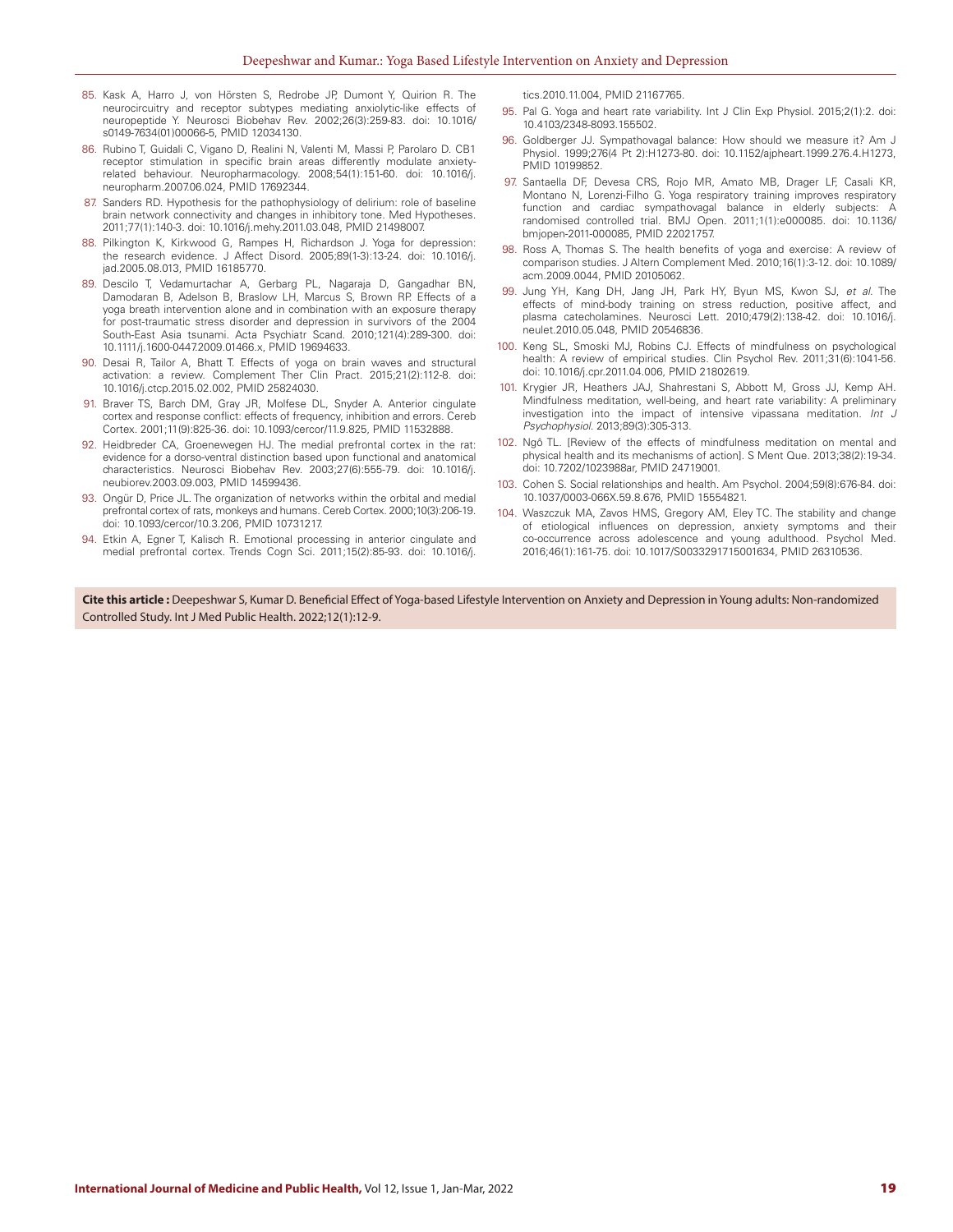85. Kask A, Harro J, von Hörsten S, Redrobe JP, Dumont Y, Quirion R. The neurocircuitry and receptor subtypes mediating anxiolytic-like effects of neuropeptide Y. Neurosci Biobehav Rev. 2002;26(3):259-83. doi: 10.1016/s0149-7634(01)00066-5, PMID 12034130.
86. Rubino T, Guidali C, Vigano D, Realini N, Valenti M, Massi P, Parolaro D. CB1 receptor stimulation in specific brain areas differently modulate anxiety-related behaviour. Neuropharmacology. 2008;54(1):151-60. doi: 10.1016/j.neuropharm.2007.06.024, PMID 17692344.
87. Sanders RD. Hypothesis for the pathophysiology of delirium: role of baseline brain network connectivity and changes in inhibitory tone. Med Hypotheses. 2011;77(1):140-3. doi: 10.1016/j.mehy.2011.03.048, PMID 21498007.
88. Pilkington K, Kirkwood G, Rampes H, Richardson J. Yoga for depression: the research evidence. J Affect Disord. 2005;89(1-3):13-24. doi: 10.1016/j.jad.2005.08.013, PMID 16185770.
89. Descilo T, Vedamurtachar A, Gerbarg PL, Nagaraja D, Gangadhar BN, Damodaran B, Adelson B, Braslow LH, Marcus S, Brown RP. Effects of a yoga breath intervention alone and in combination with an exposure therapy for post-traumatic stress disorder and depression in survivors of the 2004 South-East Asia tsunami. Acta Psychiatr Scand. 2010;121(4):289-300. doi: 10.1111/j.1600-0447.2009.01466.x, PMID 19694633.
90. Desai R, Tailor A, Bhatt T. Effects of yoga on brain waves and structural activation: a review. Complement Ther Clin Pract. 2015;21(2):112-8. doi: 10.1016/j.ctcp.2015.02.002, PMID 25824030.
91. Braver TS, Barch DM, Gray JR, Molfese DL, Snyder A. Anterior cingulate cortex and response conflict: effects of frequency, inhibition and errors. Cereb Cortex. 2001;11(9):825-36. doi: 10.1093/cercor/11.9.825, PMID 11532888.
92. Heidbreder CA, Groenewegen HJ. The medial prefrontal cortex in the rat: evidence for a dorso-ventral distinction based upon functional and anatomical characteristics. Neurosci Biobehav Rev. 2003;27(6):555-79. doi: 10.1016/j.neubiorev.2003.09.003, PMID 14599436.
93. Ongür D, Price JL. The organization of networks within the orbital and medial prefrontal cortex of rats, monkeys and humans. Cereb Cortex. 2000;10(3):206-19. doi: 10.1093/cercor/10.3.206, PMID 10731217.
94. Etkin A, Egner T, Kalisch R. Emotional processing in anterior cingulate and medial prefrontal cortex. Trends Cogn Sci. 2011;15(2):85-93. doi: 10.1016/j.tics.2010.11.004, PMID 21167765.
95. Pal G. Yoga and heart rate variability. Int J Clin Exp Physiol. 2015;2(1):2. doi: 10.4103/2348-8093.155502.
96. Goldberger JJ. Sympathovagal balance: How should we measure it? Am J Physiol. 1999;276(4 Pt 2):H1273-80. doi: 10.1152/ajpheart.1999.276.4.H1273, PMID 10199852.
97. Santaella DF, Devesa CRS, Rojo MR, Amato MB, Drager LF, Casali KR, Montano N, Lorenzi-Filho G. Yoga respiratory training improves respiratory function and cardiac sympathovagal balance in elderly subjects: A randomised controlled trial. BMJ Open. 2011;1(1):e000085. doi: 10.1136/bmjopen-2011-000085, PMID 22021757.
98. Ross A, Thomas S. The health benefits of yoga and exercise: A review of comparison studies. J Altern Complement Med. 2010;16(1):3-12. doi: 10.1089/acm.2009.0044, PMID 20105062.
99. Jung YH, Kang DH, Jang JH, Park HY, Byun MS, Kwon SJ, *et al.* The effects of mind-body training on stress reduction, positive affect, and plasma catecholamines. Neurosci Lett. 2010;479(2):138-42. doi: 10.1016/j.neulet.2010.05.048, PMID 20546836.
100. Keng SL, Smoski MJ, Robins CJ. Effects of mindfulness on psychological health: A review of empirical studies. Clin Psychol Rev. 2011;31(6):1041-56. doi: 10.1016/j.cpr.2011.04.006, PMID 21802619.
101. Krygier JR, Heathers JAJ, Shahrestani S, Abbott M, Gross JJ, Kemp AH. Mindfulness meditation, well-being, and heart rate variability: A preliminary investigation into the impact of intensive vipassana meditation. *Int J Psychophysiol.* 2013;89(3):305-313.
102. Ngô TL. [Review of the effects of mindfulness meditation on mental and physical health and its mechanisms of action]. S Ment Que. 2013;38(2):19-34. doi: 10.7202/1023988ar, PMID 24719001.
103. Cohen S. Social relationships and health. Am Psychol. 2004;59(8):676-84. doi: 10.1037/0003-066X.59.8.676, PMID 15554821.
104. Waszczuk MA, Zavos HMS, Gregory AM, Eley TC. The stability and change of etiological influences on depression, anxiety symptoms and their co-occurrence across adolescence and young adulthood. Psychol Med. 2016;46(1):161-75. doi: 10.1017/S0033291715001634, PMID 26310536.

**Cite this article :** Deepeshwar S, Kumar D. Beneficial Effect of Yoga-based Lifestyle Intervention on Anxiety and Depression in Young adults: Non-randomized Controlled Study. Int J Med Public Health. 2022;12(1):12-9.